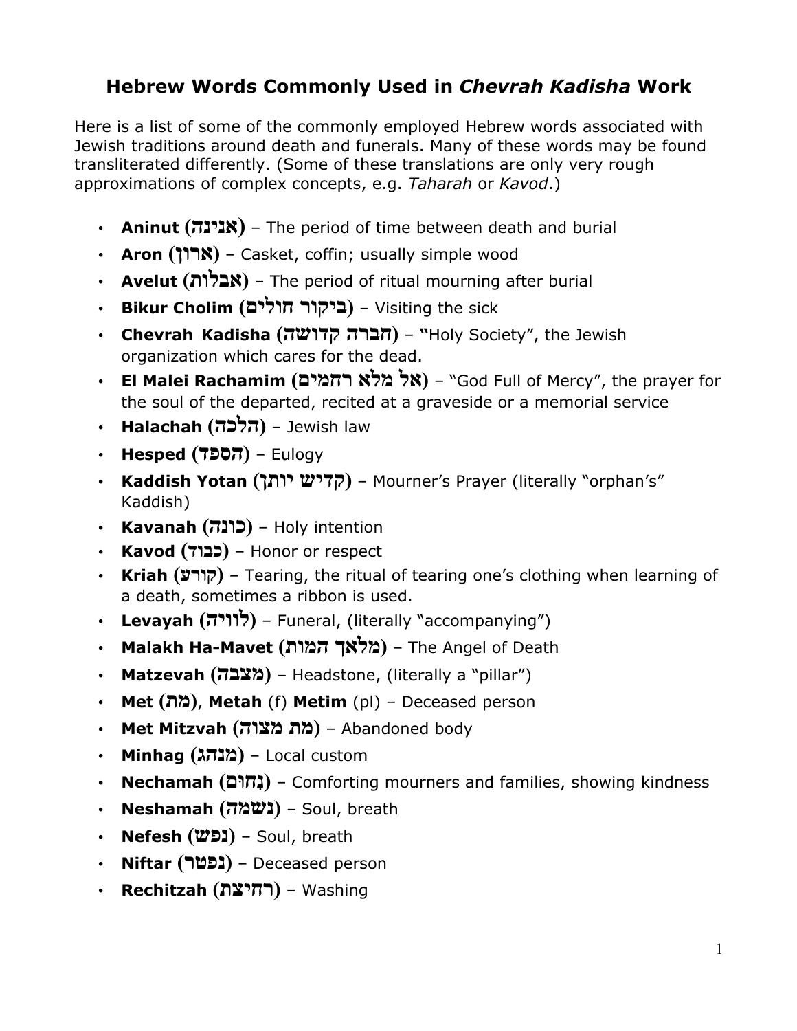# Hebrew Words Commonly Used in *Chevrah Kadisha* Work

Here is a list of some of the commonly employed Hebrew words associated with Jewish traditions around death and funerals. Many of these words may be found transliterated differently. (Some of these translations are only very rough approximations of complex concepts, e.g. *Taharah* or *Kavod*.)

- **Aninut (אנינה)** – The period of time between death and burial
- **Aron (ארון)** – Casket, coffin; usually simple wood
- **Avelut (אבלות)** – The period of ritual mourning after burial
- **Bikur Cholim (ביקור חולים)** – Visiting the sick
- **Chevrah Kadisha (חברה קדושה)** – "Holy Society", the Jewish organization which cares for the dead.
- **El Malei Rachamim (אל מלא רחמים)** – "God Full of Mercy", the prayer for the soul of the departed, recited at a graveside or a memorial service
- **Halachah (הלכה)** – Jewish law
- **Hesped (הספד)** – Eulogy
- **Kaddish Yotan (קדיש יותן)** – Mourner's Prayer (literally "orphan's" Kaddish)
- **Kavanah (כונה)** – Holy intention
- **Kavod (כבוד)** – Honor or respect
- **Kriah (קורע)** – Tearing, the ritual of tearing one's clothing when learning of a death, sometimes a ribbon is used.
- **Levayah (לוויה)** – Funeral, (literally "accompanying")
- **Malakh Ha-Mavet (מלאך המות)** – The Angel of Death
- **Matzevah (מצבה)** – Headstone, (literally a "pillar")
- **Met (מת)**, **Metah** (f) **Metim** (pl) – Deceased person
- **Met Mitzvah (מת מצוה)** – Abandoned body
- **Minhag (מנהג)** – Local custom
- **Nechamah (נחום)** – Comforting mourners and families, showing kindness
- **Neshamah (נשמה)** – Soul, breath
- **Nefesh (נפש)** – Soul, breath
- **Niftar (נפטר)** – Deceased person
- **Rechitzah (רחיצת)** – Washing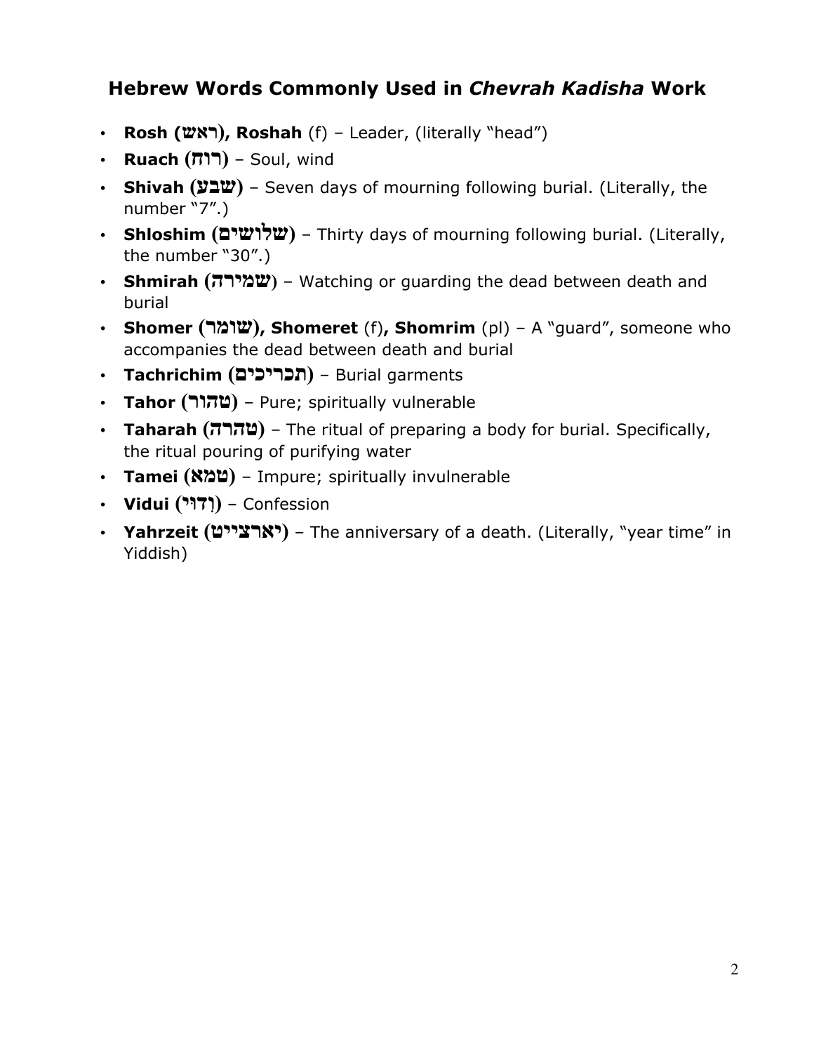## Hebrew Words Commonly Used in *Chevrah Kadisha* Work

- **Rosh (ראש), Roshah** (f) – Leader, (literally "head")
- **Ruach (רוח)** – Soul, wind
- **Shivah (שבע)** – Seven days of mourning following burial. (Literally, the number "7".)
- **Shloshim (שלושים)** – Thirty days of mourning following burial. (Literally, the number "30".)
- **Shmirah (שמירה)** – Watching or guarding the dead between death and burial
- **Shomer (שומר), Shomeret** (f)**, Shomrim** (pl) – A "guard", someone who accompanies the dead between death and burial
- **Tachrichim (תכריכים)** – Burial garments
- **Tahor (טהור)** – Pure; spiritually vulnerable
- **Taharah (טהרה)** – The ritual of preparing a body for burial. Specifically, the ritual pouring of purifying water
- **Tamei (טמא)** – Impure; spiritually invulnerable
- **Vidui (וִדוּי)** – Confession
- **Yahrzeit (יארצייט)** – The anniversary of a death. (Literally, "year time" in Yiddish)